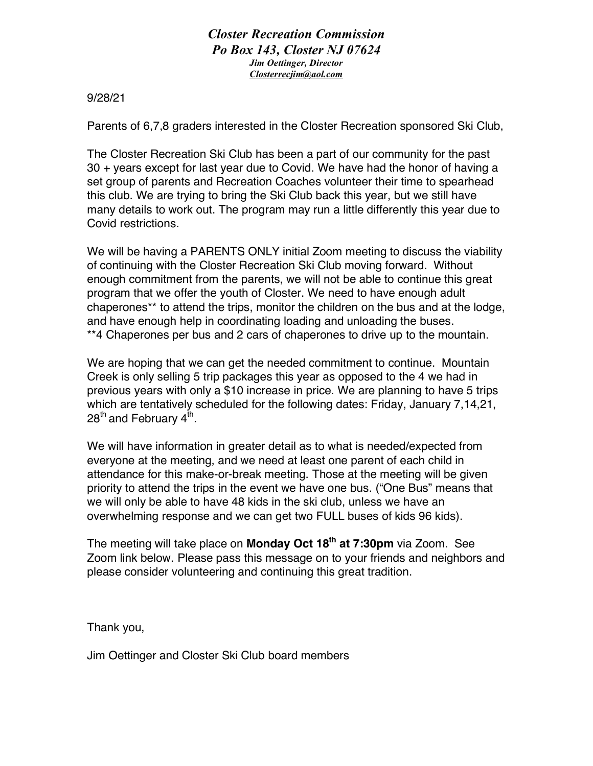***Closer Recreation Commission***
***Po Box 143, Closter NJ 07624***
***Jim Oettinger, Director***
***Closterrecjim@aol.com***

9/28/21

Parents of 6,7,8 graders interested in the Closter Recreation sponsored Ski Club,

The Closter Recreation Ski Club has been a part of our community for the past 30 + years except for last year due to Covid. We have had the honor of having a set group of parents and Recreation Coaches volunteer their time to spearhead this club. We are trying to bring the Ski Club back this year, but we still have many details to work out. The program may run a little differently this year due to Covid restrictions.

We will be having a PARENTS ONLY initial Zoom meeting to discuss the viability of continuing with the Closter Recreation Ski Club moving forward. Without enough commitment from the parents, we will not be able to continue this great program that we offer the youth of Closter. We need to have enough adult chaperones** to attend the trips, monitor the children on the bus and at the lodge, and have enough help in coordinating loading and unloading the buses.
**4 Chaperones per bus and 2 cars of chaperones to drive up to the mountain.

We are hoping that we can get the needed commitment to continue. Mountain Creek is only selling 5 trip packages this year as opposed to the 4 we had in previous years with only a $10 increase in price. We are planning to have 5 trips which are tentatively scheduled for the following dates: Friday, January 7,14,21, 28th and February 4th.

We will have information in greater detail as to what is needed/expected from everyone at the meeting, and we need at least one parent of each child in attendance for this make-or-break meeting. Those at the meeting will be given priority to attend the trips in the event we have one bus. ("One Bus" means that we will only be able to have 48 kids in the ski club, unless we have an overwhelming response and we can get two FULL buses of kids 96 kids).

The meeting will take place on **Monday Oct 18th at 7:30pm** via Zoom. See Zoom link below. Please pass this message on to your friends and neighbors and please consider volunteering and continuing this great tradition.

Thank you,

Jim Oettinger and Closter Ski Club board members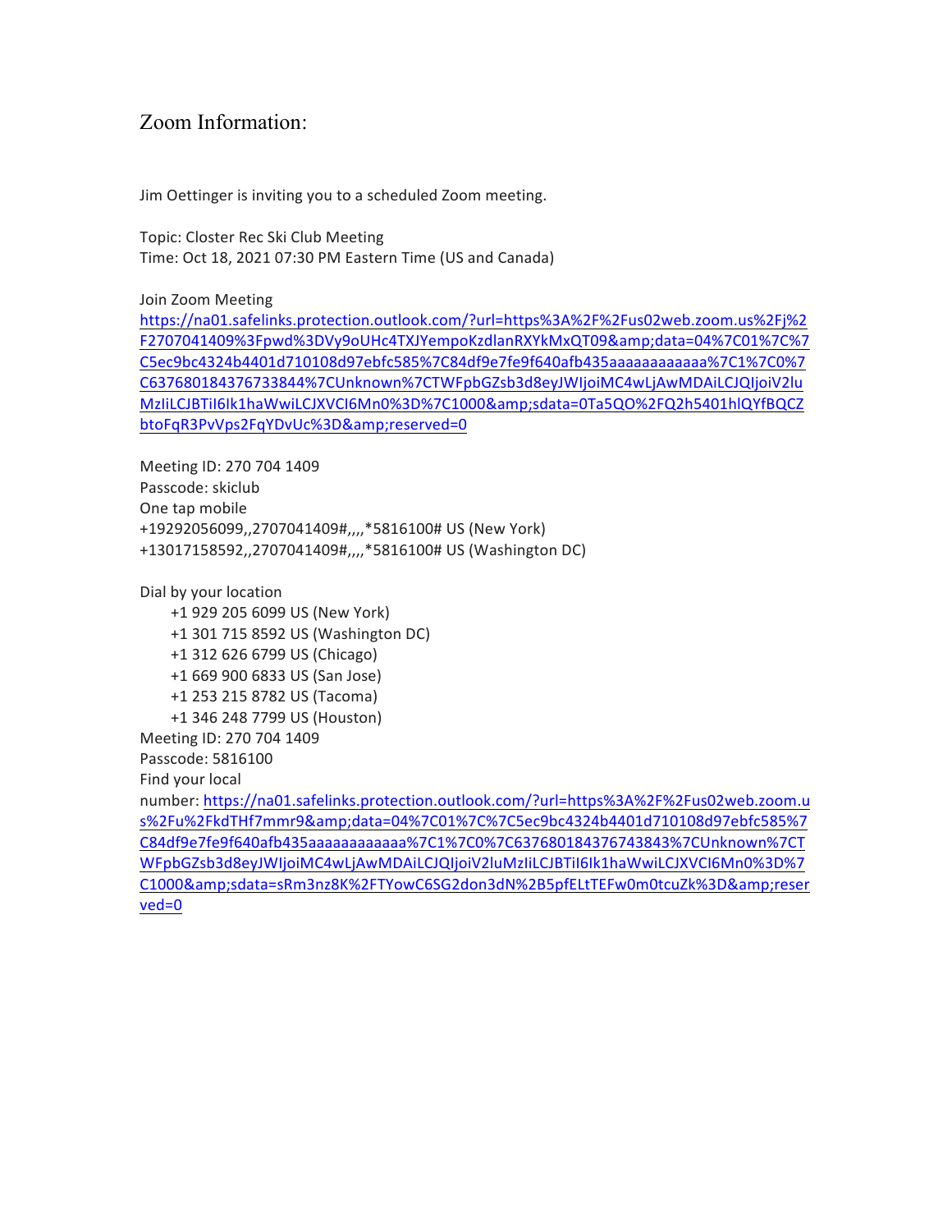# Zoom Information:

Jim Oettinger is inviting you to a scheduled Zoom meeting.

Topic: Closter Rec Ski Club Meeting
Time: Oct 18, 2021 07:30 PM Eastern Time (US and Canada)

Join Zoom Meeting
https://na01.safelinks.protection.outlook.com/?url=https%3A%2F%2Fus02web.zoom.us%2Fj%2F2707041409%3Fpwd%3DVy9oUHc4TXJYempoKzdlanRXYkMxQT09&amp;data=04%7C01%7C%7C5ec9bc4324b4401d710108d97ebfc585%7C84df9e7fe9f640afb435aaaaaaaaaaaa%7C1%7C0%7C637680184376733844%7CUnknown%7CTWFpbGZsb3d8eyJWIjoiMC4wLjAwMDAiLCJQIjoiV2luMzIiLCJBTiI6Ik1haWwiLCJXVCI6Mn0%3D%7C1000&amp;sdata=0Ta5QO%2FQ2h5401hlQYfBQCZbtoFqR3PvVps2FqYDvUc%3D&amp;reserved=0

Meeting ID: 270 704 1409
Passcode: skiclub
One tap mobile
+19292056099,,2707041409#,,,,*5816100# US (New York)
+13017158592,,2707041409#,,,,*5816100# US (Washington DC)

Dial by your location
- +1 929 205 6099 US (New York)
- +1 301 715 8592 US (Washington DC)
- +1 312 626 6799 US (Chicago)
- +1 669 900 6833 US (San Jose)
- +1 253 215 8782 US (Tacoma)
- +1 346 248 7799 US (Houston)

Meeting ID: 270 704 1409
Passcode: 5816100
Find your local number: https://na01.safelinks.protection.outlook.com/?url=https%3A%2F%2Fus02web.zoom.us%2Fu%2FkdTHf7mmr9&amp;data=04%7C01%7C%7C5ec9bc4324b4401d710108d97ebfc585%7C84df9e7fe9f640afb435aaaaaaaaaaaa%7C1%7C0%7C637680184376743843%7CUnknown%7CTWFpbGZsb3d8eyJWIjoiMC4wLjAwMDAiLCJQIjoiV2luMzIiLCJBTiI6Ik1haWwiLCJXVCI6Mn0%3D%7C1000&amp;sdata=sRm3nz8K%2FTYowC6SG2don3dN%2B5pfELtTEFw0m0tcuZk%3D&amp;reserved=0